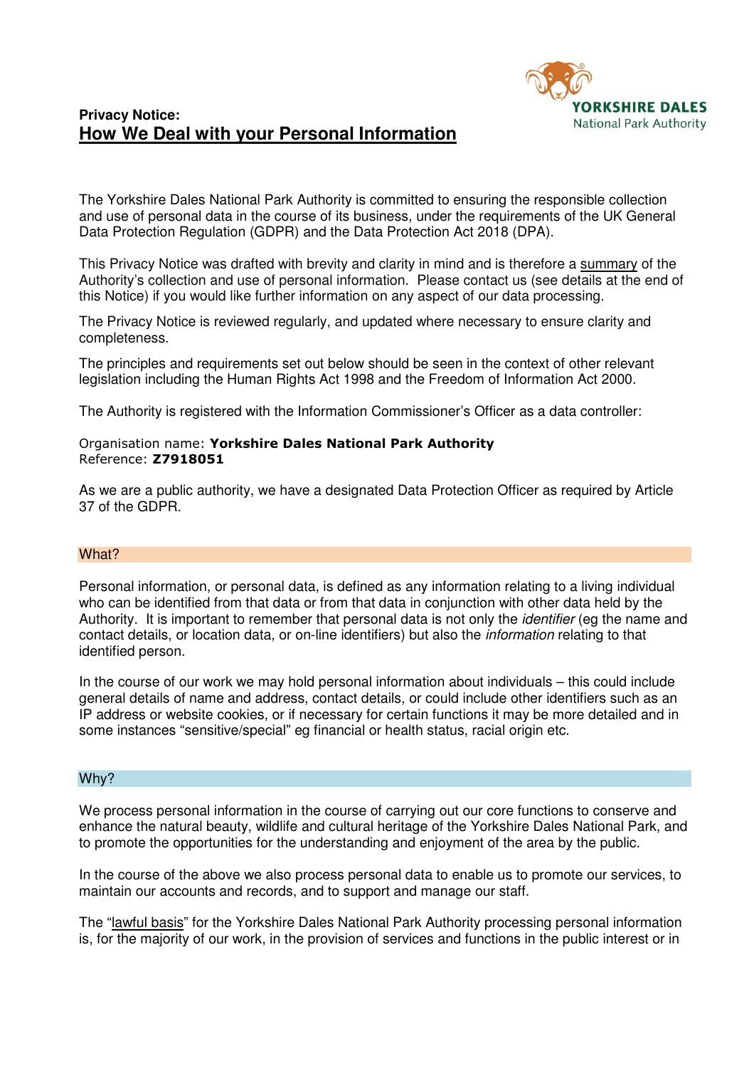**Privacy Notice:**

# How We Deal with your Personal Information

The Yorkshire Dales National Park Authority is committed to ensuring the responsible collection and use of personal data in the course of its business, under the requirements of the UK General Data Protection Regulation (GDPR) and the Data Protection Act 2018 (DPA).

This Privacy Notice was drafted with brevity and clarity in mind and is therefore a summary of the Authority's collection and use of personal information. Please contact us (see details at the end of this Notice) if you would like further information on any aspect of our data processing.

The Privacy Notice is reviewed regularly, and updated where necessary to ensure clarity and completeness.

The principles and requirements set out below should be seen in the context of other relevant legislation including the Human Rights Act 1998 and the Freedom of Information Act 2000.

The Authority is registered with the Information Commissioner's Officer as a data controller:

Organisation name: **Yorkshire Dales National Park Authority**
Reference: **Z7918051**

As we are a public authority, we have a designated Data Protection Officer as required by Article 37 of the GDPR.

## What?

Personal information, or personal data, is defined as any information relating to a living individual who can be identified from that data or from that data in conjunction with other data held by the Authority. It is important to remember that personal data is not only the *identifier* (eg the name and contact details, or location data, or on-line identifiers) but also the *information* relating to that identified person.

In the course of our work we may hold personal information about individuals – this could include general details of name and address, contact details, or could include other identifiers such as an IP address or website cookies, or if necessary for certain functions it may be more detailed and in some instances "sensitive/special" eg financial or health status, racial origin etc.

## Why?

We process personal information in the course of carrying out our core functions to conserve and enhance the natural beauty, wildlife and cultural heritage of the Yorkshire Dales National Park, and to promote the opportunities for the understanding and enjoyment of the area by the public.

In the course of the above we also process personal data to enable us to promote our services, to maintain our accounts and records, and to support and manage our staff.

The "lawful basis" for the Yorkshire Dales National Park Authority processing personal information is, for the majority of our work, in the provision of services and functions in the public interest or in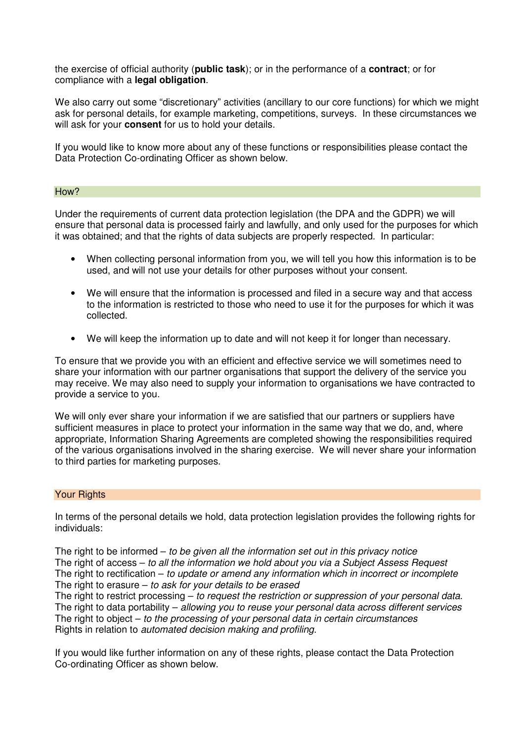the exercise of official authority (**public task**); or in the performance of a **contract**; or for compliance with a **legal obligation**.

We also carry out some "discretionary" activities (ancillary to our core functions) for which we might ask for personal details, for example marketing, competitions, surveys. In these circumstances we will ask for your **consent** for us to hold your details.

If you would like to know more about any of these functions or responsibilities please contact the Data Protection Co-ordinating Officer as shown below.

## How?

Under the requirements of current data protection legislation (the DPA and the GDPR) we will ensure that personal data is processed fairly and lawfully, and only used for the purposes for which it was obtained; and that the rights of data subjects are properly respected. In particular:

- When collecting personal information from you, we will tell you how this information is to be used, and will not use your details for other purposes without your consent.
- We will ensure that the information is processed and filed in a secure way and that access to the information is restricted to those who need to use it for the purposes for which it was collected.
- We will keep the information up to date and will not keep it for longer than necessary.

To ensure that we provide you with an efficient and effective service we will sometimes need to share your information with our partner organisations that support the delivery of the service you may receive. We may also need to supply your information to organisations we have contracted to provide a service to you.

We will only ever share your information if we are satisfied that our partners or suppliers have sufficient measures in place to protect your information in the same way that we do, and, where appropriate, Information Sharing Agreements are completed showing the responsibilities required of the various organisations involved in the sharing exercise. We will never share your information to third parties for marketing purposes.

## Your Rights

In terms of the personal details we hold, data protection legislation provides the following rights for individuals:

The right to be informed – *to be given all the information set out in this privacy notice*
The right of access – *to all the information we hold about you via a Subject Assess Request*
The right to rectification – *to update or amend any information which in incorrect or incomplete*
The right to erasure – *to ask for your details to be erased*
The right to restrict processing – *to request the restriction or suppression of your personal data.*
The right to data portability – *allowing you to reuse your personal data across different services*
The right to object – *to the processing of your personal data in certain circumstances*
Rights in relation to *automated decision making and profiling.*

If you would like further information on any of these rights, please contact the Data Protection Co-ordinating Officer as shown below.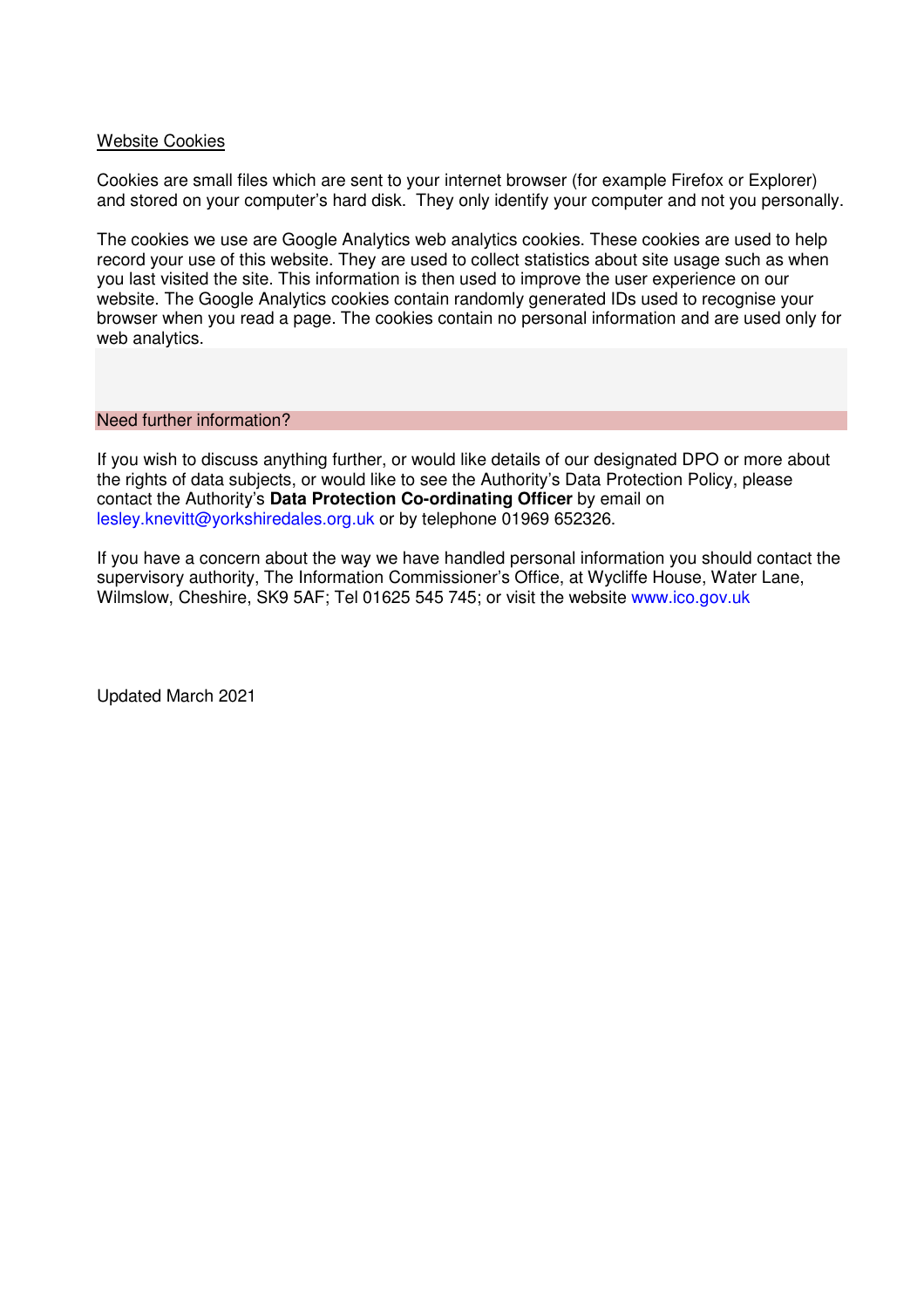## Website Cookies

Cookies are small files which are sent to your internet browser (for example Firefox or Explorer) and stored on your computer's hard disk. They only identify your computer and not you personally.

The cookies we use are Google Analytics web analytics cookies. These cookies are used to help record your use of this website. They are used to collect statistics about site usage such as when you last visited the site. This information is then used to improve the user experience on our website. The Google Analytics cookies contain randomly generated IDs used to recognise your browser when you read a page. The cookies contain no personal information and are used only for web analytics.

## Need further information?

If you wish to discuss anything further, or would like details of our designated DPO or more about the rights of data subjects, or would like to see the Authority's Data Protection Policy, please contact the Authority's **Data Protection Co-ordinating Officer** by email on lesley.knevitt@yorkshiredales.org.uk or by telephone 01969 652326.

If you have a concern about the way we have handled personal information you should contact the supervisory authority, The Information Commissioner's Office, at Wycliffe House, Water Lane, Wilmslow, Cheshire, SK9 5AF; Tel 01625 545 745; or visit the website www.ico.gov.uk

Updated March 2021